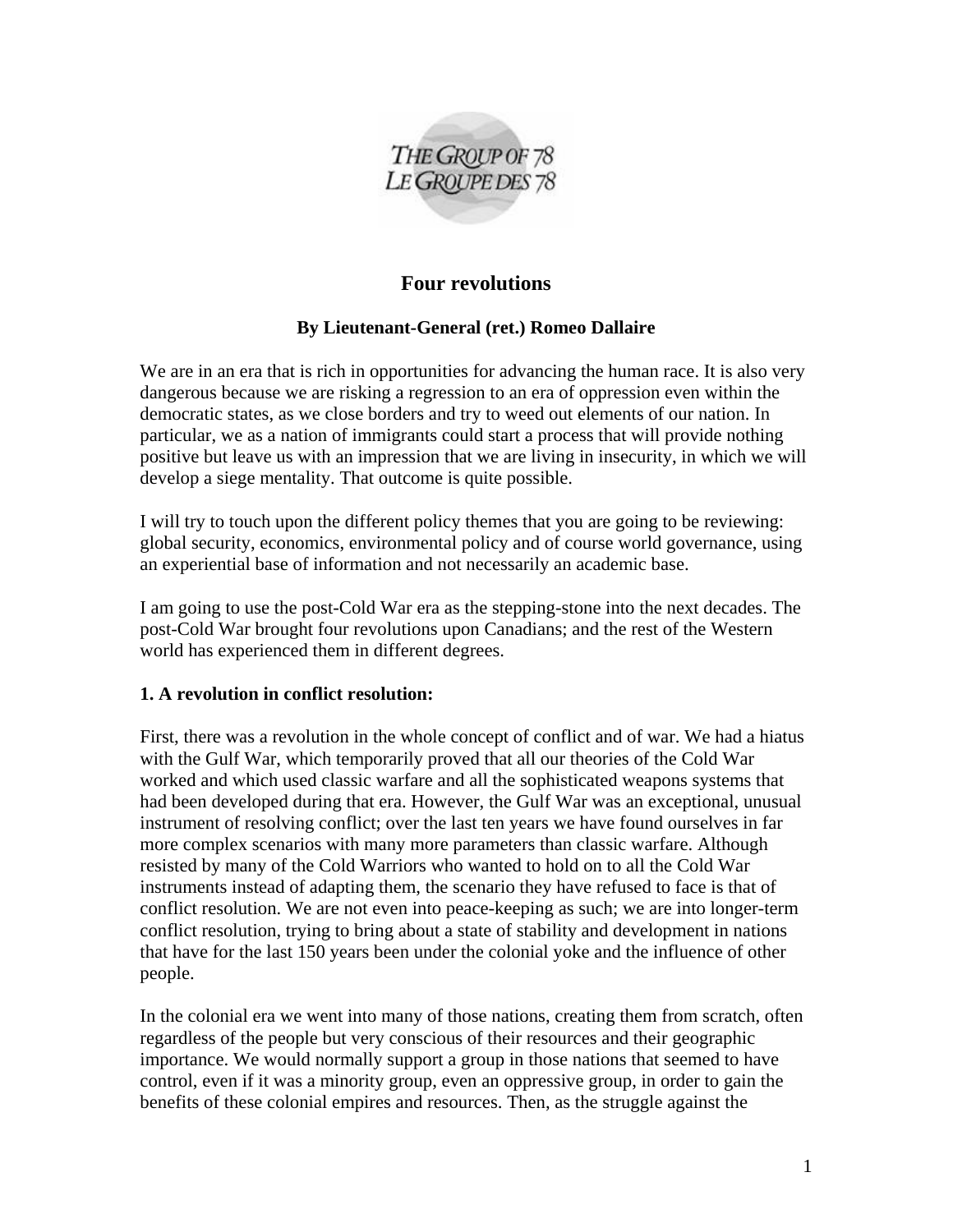THE GROUP OF 78
LE GROUPE DES 78

# Four revolutions

**By Lieutenant-General (ret.) Romeo Dallaire**

We are in an era that is rich in opportunities for advancing the human race. It is also very dangerous because we are risking a regression to an era of oppression even within the democratic states, as we close borders and try to weed out elements of our nation. In particular, we as a nation of immigrants could start a process that will provide nothing positive but leave us with an impression that we are living in insecurity, in which we will develop a siege mentality. That outcome is quite possible.

I will try to touch upon the different policy themes that you are going to be reviewing: global security, economics, environmental policy and of course world governance, using an experiential base of information and not necessarily an academic base.

I am going to use the post-Cold War era as the stepping-stone into the next decades. The post-Cold War brought four revolutions upon Canadians; and the rest of the Western world has experienced them in different degrees.

## 1. A revolution in conflict resolution:

First, there was a revolution in the whole concept of conflict and of war. We had a hiatus with the Gulf War, which temporarily proved that all our theories of the Cold War worked and which used classic warfare and all the sophisticated weapons systems that had been developed during that era. However, the Gulf War was an exceptional, unusual instrument of resolving conflict; over the last ten years we have found ourselves in far more complex scenarios with many more parameters than classic warfare. Although resisted by many of the Cold Warriors who wanted to hold on to all the Cold War instruments instead of adapting them, the scenario they have refused to face is that of conflict resolution. We are not even into peace-keeping as such; we are into longer-term conflict resolution, trying to bring about a state of stability and development in nations that have for the last 150 years been under the colonial yoke and the influence of other people.

In the colonial era we went into many of those nations, creating them from scratch, often regardless of the people but very conscious of their resources and their geographic importance. We would normally support a group in those nations that seemed to have control, even if it was a minority group, even an oppressive group, in order to gain the benefits of these colonial empires and resources. Then, as the struggle against the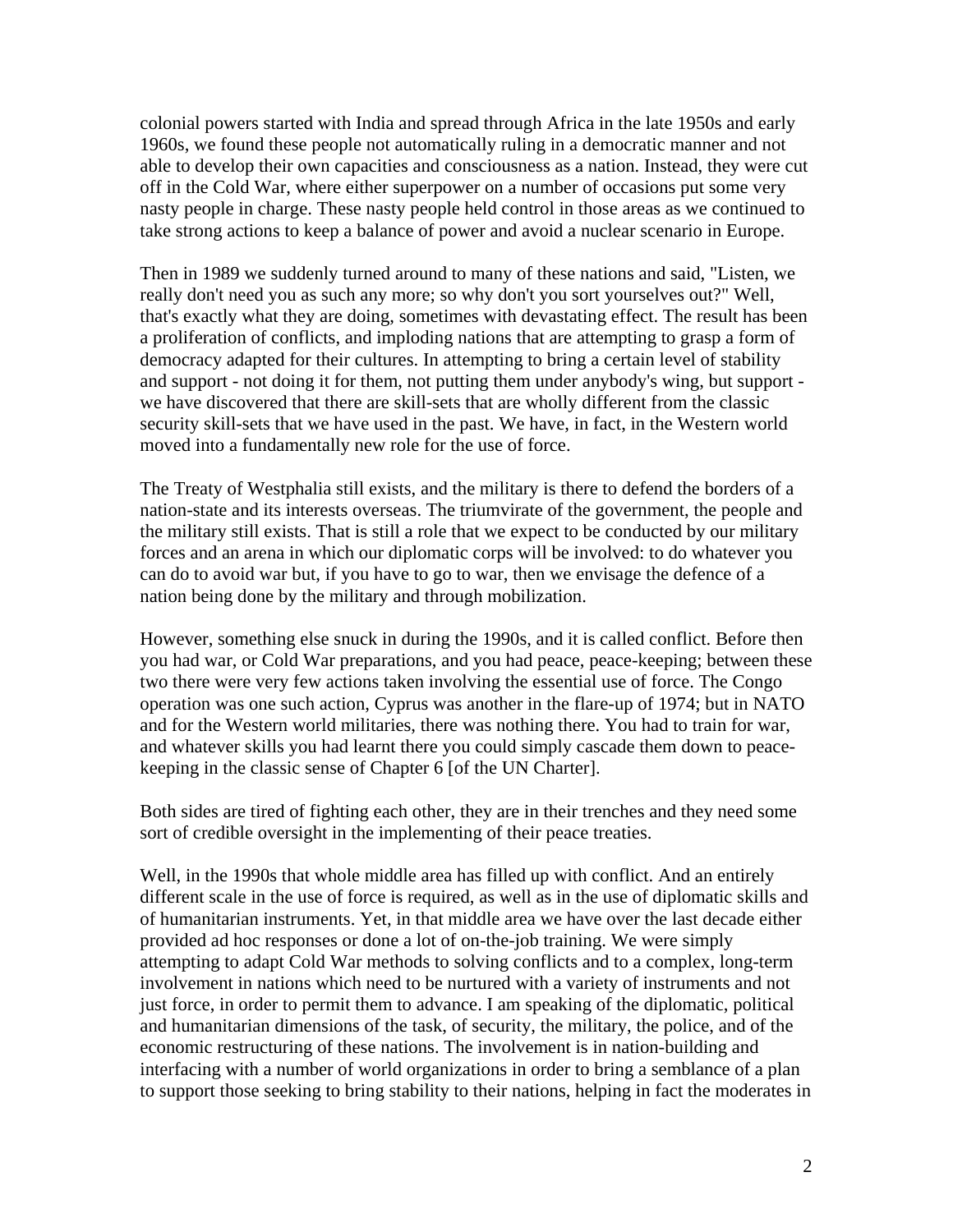colonial powers started with India and spread through Africa in the late 1950s and early 1960s, we found these people not automatically ruling in a democratic manner and not able to develop their own capacities and consciousness as a nation. Instead, they were cut off in the Cold War, where either superpower on a number of occasions put some very nasty people in charge. These nasty people held control in those areas as we continued to take strong actions to keep a balance of power and avoid a nuclear scenario in Europe.

Then in 1989 we suddenly turned around to many of these nations and said, "Listen, we really don't need you as such any more; so why don't you sort yourselves out?" Well, that's exactly what they are doing, sometimes with devastating effect. The result has been a proliferation of conflicts, and imploding nations that are attempting to grasp a form of democracy adapted for their cultures. In attempting to bring a certain level of stability and support - not doing it for them, not putting them under anybody's wing, but support - we have discovered that there are skill-sets that are wholly different from the classic security skill-sets that we have used in the past. We have, in fact, in the Western world moved into a fundamentally new role for the use of force.

The Treaty of Westphalia still exists, and the military is there to defend the borders of a nation-state and its interests overseas. The triumvirate of the government, the people and the military still exists. That is still a role that we expect to be conducted by our military forces and an arena in which our diplomatic corps will be involved: to do whatever you can do to avoid war but, if you have to go to war, then we envisage the defence of a nation being done by the military and through mobilization.

However, something else snuck in during the 1990s, and it is called conflict. Before then you had war, or Cold War preparations, and you had peace, peace-keeping; between these two there were very few actions taken involving the essential use of force. The Congo operation was one such action, Cyprus was another in the flare-up of 1974; but in NATO and for the Western world militaries, there was nothing there. You had to train for war, and whatever skills you had learnt there you could simply cascade them down to peace-keeping in the classic sense of Chapter 6 [of the UN Charter].

Both sides are tired of fighting each other, they are in their trenches and they need some sort of credible oversight in the implementing of their peace treaties.

Well, in the 1990s that whole middle area has filled up with conflict. And an entirely different scale in the use of force is required, as well as in the use of diplomatic skills and of humanitarian instruments. Yet, in that middle area we have over the last decade either provided ad hoc responses or done a lot of on-the-job training. We were simply attempting to adapt Cold War methods to solving conflicts and to a complex, long-term involvement in nations which need to be nurtured with a variety of instruments and not just force, in order to permit them to advance. I am speaking of the diplomatic, political and humanitarian dimensions of the task, of security, the military, the police, and of the economic restructuring of these nations. The involvement is in nation-building and interfacing with a number of world organizations in order to bring a semblance of a plan to support those seeking to bring stability to their nations, helping in fact the moderates in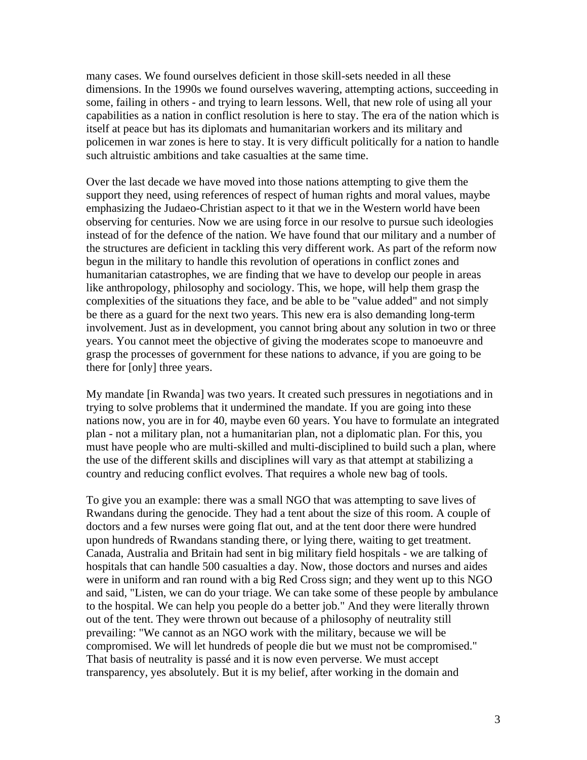many cases. We found ourselves deficient in those skill-sets needed in all these dimensions. In the 1990s we found ourselves wavering, attempting actions, succeeding in some, failing in others - and trying to learn lessons. Well, that new role of using all your capabilities as a nation in conflict resolution is here to stay. The era of the nation which is itself at peace but has its diplomats and humanitarian workers and its military and policemen in war zones is here to stay. It is very difficult politically for a nation to handle such altruistic ambitions and take casualties at the same time.

Over the last decade we have moved into those nations attempting to give them the support they need, using references of respect of human rights and moral values, maybe emphasizing the Judaeo-Christian aspect to it that we in the Western world have been observing for centuries. Now we are using force in our resolve to pursue such ideologies instead of for the defence of the nation. We have found that our military and a number of the structures are deficient in tackling this very different work. As part of the reform now begun in the military to handle this revolution of operations in conflict zones and humanitarian catastrophes, we are finding that we have to develop our people in areas like anthropology, philosophy and sociology. This, we hope, will help them grasp the complexities of the situations they face, and be able to be "value added" and not simply be there as a guard for the next two years. This new era is also demanding long-term involvement. Just as in development, you cannot bring about any solution in two or three years. You cannot meet the objective of giving the moderates scope to manoeuvre and grasp the processes of government for these nations to advance, if you are going to be there for [only] three years.

My mandate [in Rwanda] was two years. It created such pressures in negotiations and in trying to solve problems that it undermined the mandate. If you are going into these nations now, you are in for 40, maybe even 60 years. You have to formulate an integrated plan - not a military plan, not a humanitarian plan, not a diplomatic plan. For this, you must have people who are multi-skilled and multi-disciplined to build such a plan, where the use of the different skills and disciplines will vary as that attempt at stabilizing a country and reducing conflict evolves. That requires a whole new bag of tools.

To give you an example: there was a small NGO that was attempting to save lives of Rwandans during the genocide. They had a tent about the size of this room. A couple of doctors and a few nurses were going flat out, and at the tent door there were hundred upon hundreds of Rwandans standing there, or lying there, waiting to get treatment. Canada, Australia and Britain had sent in big military field hospitals - we are talking of hospitals that can handle 500 casualties a day. Now, those doctors and nurses and aides were in uniform and ran round with a big Red Cross sign; and they went up to this NGO and said, "Listen, we can do your triage. We can take some of these people by ambulance to the hospital. We can help you people do a better job." And they were literally thrown out of the tent. They were thrown out because of a philosophy of neutrality still prevailing: "We cannot as an NGO work with the military, because we will be compromised. We will let hundreds of people die but we must not be compromised." That basis of neutrality is passé and it is now even perverse. We must accept transparency, yes absolutely. But it is my belief, after working in the domain and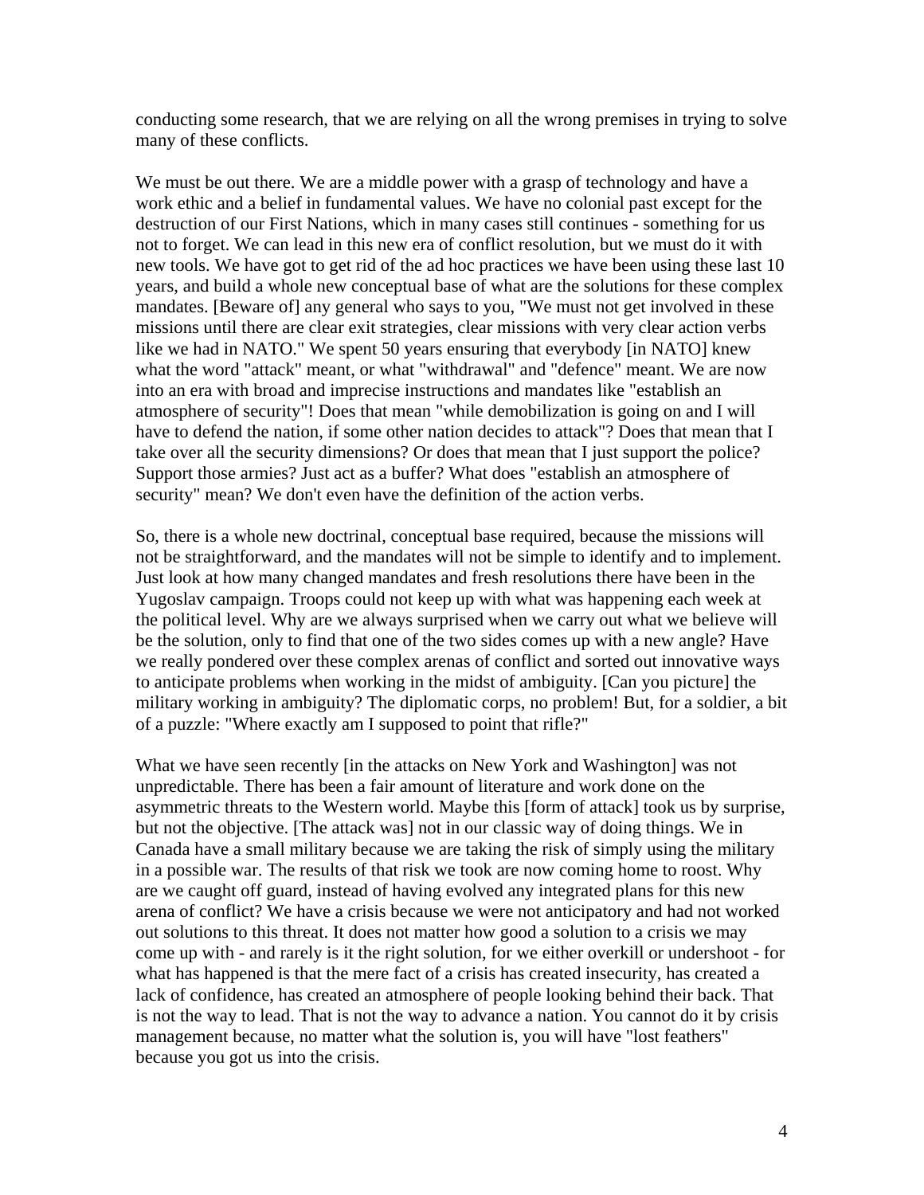conducting some research, that we are relying on all the wrong premises in trying to solve many of these conflicts.

We must be out there. We are a middle power with a grasp of technology and have a work ethic and a belief in fundamental values. We have no colonial past except for the destruction of our First Nations, which in many cases still continues - something for us not to forget. We can lead in this new era of conflict resolution, but we must do it with new tools. We have got to get rid of the ad hoc practices we have been using these last 10 years, and build a whole new conceptual base of what are the solutions for these complex mandates. [Beware of] any general who says to you, "We must not get involved in these missions until there are clear exit strategies, clear missions with very clear action verbs like we had in NATO." We spent 50 years ensuring that everybody [in NATO] knew what the word "attack" meant, or what "withdrawal" and "defence" meant. We are now into an era with broad and imprecise instructions and mandates like "establish an atmosphere of security"! Does that mean "while demobilization is going on and I will have to defend the nation, if some other nation decides to attack"? Does that mean that I take over all the security dimensions? Or does that mean that I just support the police? Support those armies? Just act as a buffer? What does "establish an atmosphere of security" mean? We don't even have the definition of the action verbs.

So, there is a whole new doctrinal, conceptual base required, because the missions will not be straightforward, and the mandates will not be simple to identify and to implement. Just look at how many changed mandates and fresh resolutions there have been in the Yugoslav campaign. Troops could not keep up with what was happening each week at the political level. Why are we always surprised when we carry out what we believe will be the solution, only to find that one of the two sides comes up with a new angle? Have we really pondered over these complex arenas of conflict and sorted out innovative ways to anticipate problems when working in the midst of ambiguity. [Can you picture] the military working in ambiguity? The diplomatic corps, no problem! But, for a soldier, a bit of a puzzle: "Where exactly am I supposed to point that rifle?"

What we have seen recently [in the attacks on New York and Washington] was not unpredictable. There has been a fair amount of literature and work done on the asymmetric threats to the Western world. Maybe this [form of attack] took us by surprise, but not the objective. [The attack was] not in our classic way of doing things. We in Canada have a small military because we are taking the risk of simply using the military in a possible war. The results of that risk we took are now coming home to roost. Why are we caught off guard, instead of having evolved any integrated plans for this new arena of conflict? We have a crisis because we were not anticipatory and had not worked out solutions to this threat. It does not matter how good a solution to a crisis we may come up with - and rarely is it the right solution, for we either overkill or undershoot - for what has happened is that the mere fact of a crisis has created insecurity, has created a lack of confidence, has created an atmosphere of people looking behind their back. That is not the way to lead. That is not the way to advance a nation. You cannot do it by crisis management because, no matter what the solution is, you will have "lost feathers" because you got us into the crisis.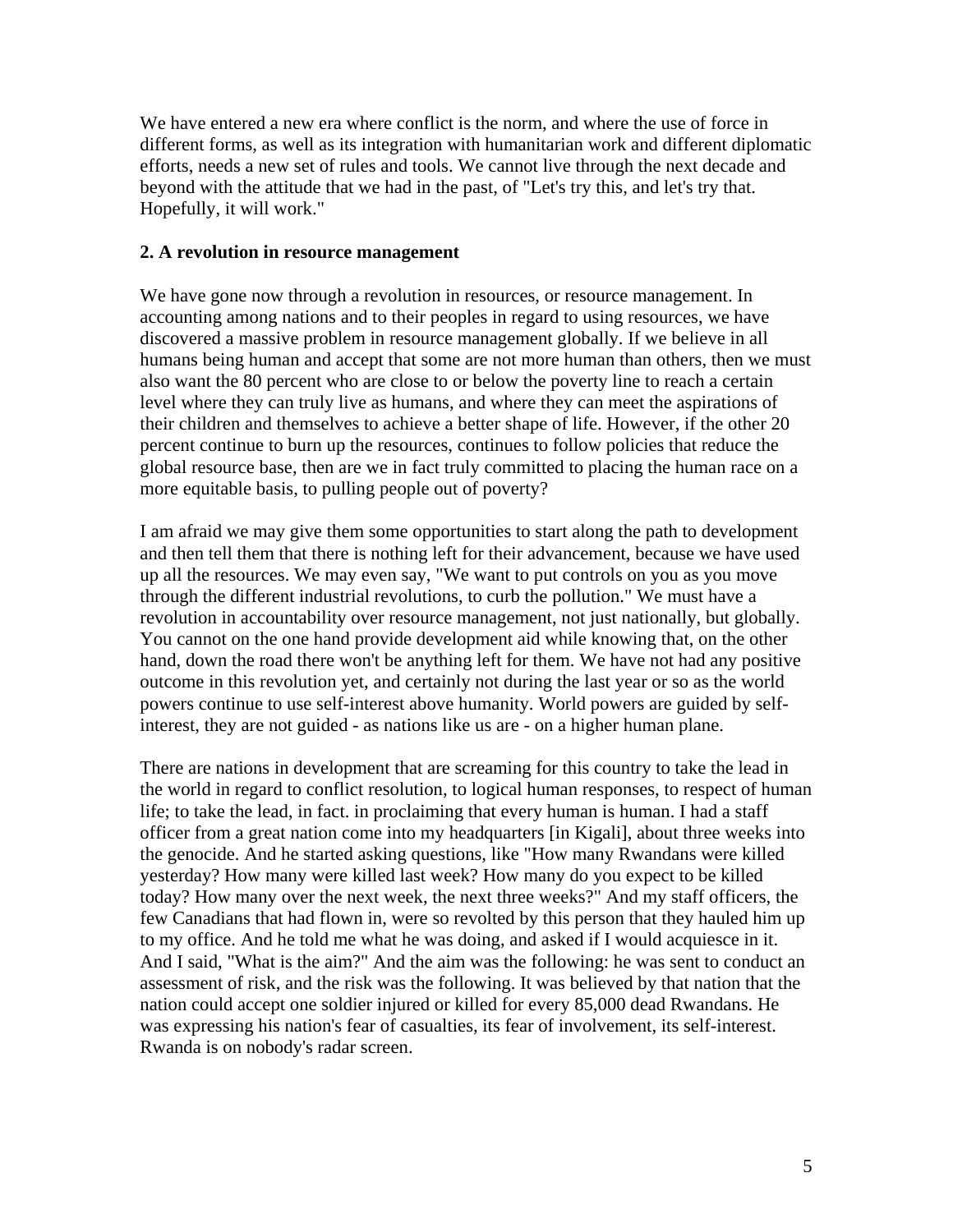We have entered a new era where conflict is the norm, and where the use of force in different forms, as well as its integration with humanitarian work and different diplomatic efforts, needs a new set of rules and tools. We cannot live through the next decade and beyond with the attitude that we had in the past, of "Let's try this, and let's try that. Hopefully, it will work."

**2. A revolution in resource management**

We have gone now through a revolution in resources, or resource management. In accounting among nations and to their peoples in regard to using resources, we have discovered a massive problem in resource management globally. If we believe in all humans being human and accept that some are not more human than others, then we must also want the 80 percent who are close to or below the poverty line to reach a certain level where they can truly live as humans, and where they can meet the aspirations of their children and themselves to achieve a better shape of life. However, if the other 20 percent continue to burn up the resources, continues to follow policies that reduce the global resource base, then are we in fact truly committed to placing the human race on a more equitable basis, to pulling people out of poverty?

I am afraid we may give them some opportunities to start along the path to development and then tell them that there is nothing left for their advancement, because we have used up all the resources. We may even say, "We want to put controls on you as you move through the different industrial revolutions, to curb the pollution." We must have a revolution in accountability over resource management, not just nationally, but globally. You cannot on the one hand provide development aid while knowing that, on the other hand, down the road there won't be anything left for them. We have not had any positive outcome in this revolution yet, and certainly not during the last year or so as the world powers continue to use self-interest above humanity. World powers are guided by self-interest, they are not guided - as nations like us are - on a higher human plane.

There are nations in development that are screaming for this country to take the lead in the world in regard to conflict resolution, to logical human responses, to respect of human life; to take the lead, in fact. in proclaiming that every human is human. I had a staff officer from a great nation come into my headquarters [in Kigali], about three weeks into the genocide. And he started asking questions, like "How many Rwandans were killed yesterday? How many were killed last week? How many do you expect to be killed today? How many over the next week, the next three weeks?" And my staff officers, the few Canadians that had flown in, were so revolted by this person that they hauled him up to my office. And he told me what he was doing, and asked if I would acquiesce in it. And I said, "What is the aim?" And the aim was the following: he was sent to conduct an assessment of risk, and the risk was the following. It was believed by that nation that the nation could accept one soldier injured or killed for every 85,000 dead Rwandans. He was expressing his nation's fear of casualties, its fear of involvement, its self-interest. Rwanda is on nobody's radar screen.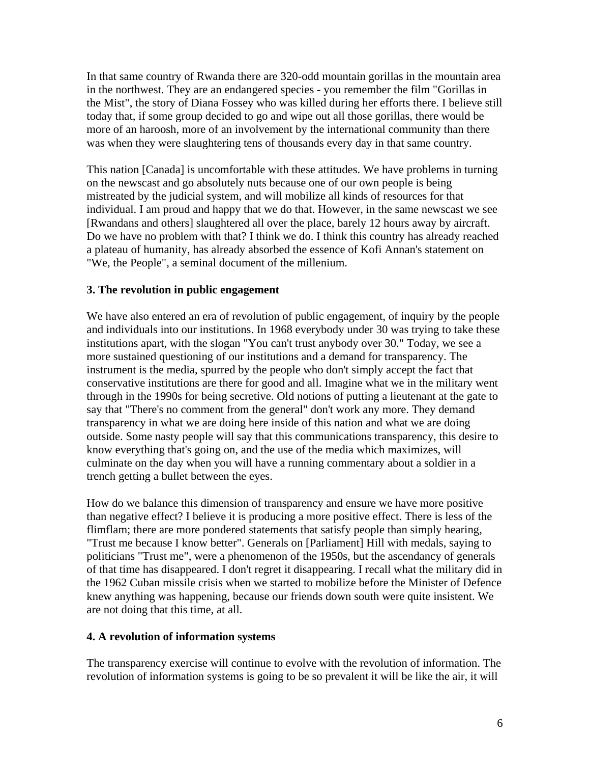In that same country of Rwanda there are 320-odd mountain gorillas in the mountain area in the northwest. They are an endangered species - you remember the film "Gorillas in the Mist", the story of Diana Fossey who was killed during her efforts there. I believe still today that, if some group decided to go and wipe out all those gorillas, there would be more of an haroosh, more of an involvement by the international community than there was when they were slaughtering tens of thousands every day in that same country.

This nation [Canada] is uncomfortable with these attitudes. We have problems in turning on the newscast and go absolutely nuts because one of our own people is being mistreated by the judicial system, and will mobilize all kinds of resources for that individual. I am proud and happy that we do that. However, in the same newscast we see [Rwandans and others] slaughtered all over the place, barely 12 hours away by aircraft. Do we have no problem with that? I think we do. I think this country has already reached a plateau of humanity, has already absorbed the essence of Kofi Annan's statement on "We, the People", a seminal document of the millenium.

### 3. The revolution in public engagement

We have also entered an era of revolution of public engagement, of inquiry by the people and individuals into our institutions. In 1968 everybody under 30 was trying to take these institutions apart, with the slogan "You can't trust anybody over 30." Today, we see a more sustained questioning of our institutions and a demand for transparency. The instrument is the media, spurred by the people who don't simply accept the fact that conservative institutions are there for good and all. Imagine what we in the military went through in the 1990s for being secretive. Old notions of putting a lieutenant at the gate to say that "There's no comment from the general" don't work any more. They demand transparency in what we are doing here inside of this nation and what we are doing outside. Some nasty people will say that this communications transparency, this desire to know everything that's going on, and the use of the media which maximizes, will culminate on the day when you will have a running commentary about a soldier in a trench getting a bullet between the eyes.

How do we balance this dimension of transparency and ensure we have more positive than negative effect? I believe it is producing a more positive effect. There is less of the flimflam; there are more pondered statements that satisfy people than simply hearing, "Trust me because I know better". Generals on [Parliament] Hill with medals, saying to politicians "Trust me", were a phenomenon of the 1950s, but the ascendancy of generals of that time has disappeared. I don't regret it disappearing. I recall what the military did in the 1962 Cuban missile crisis when we started to mobilize before the Minister of Defence knew anything was happening, because our friends down south were quite insistent. We are not doing that this time, at all.

### 4. A revolution of information systems

The transparency exercise will continue to evolve with the revolution of information. The revolution of information systems is going to be so prevalent it will be like the air, it will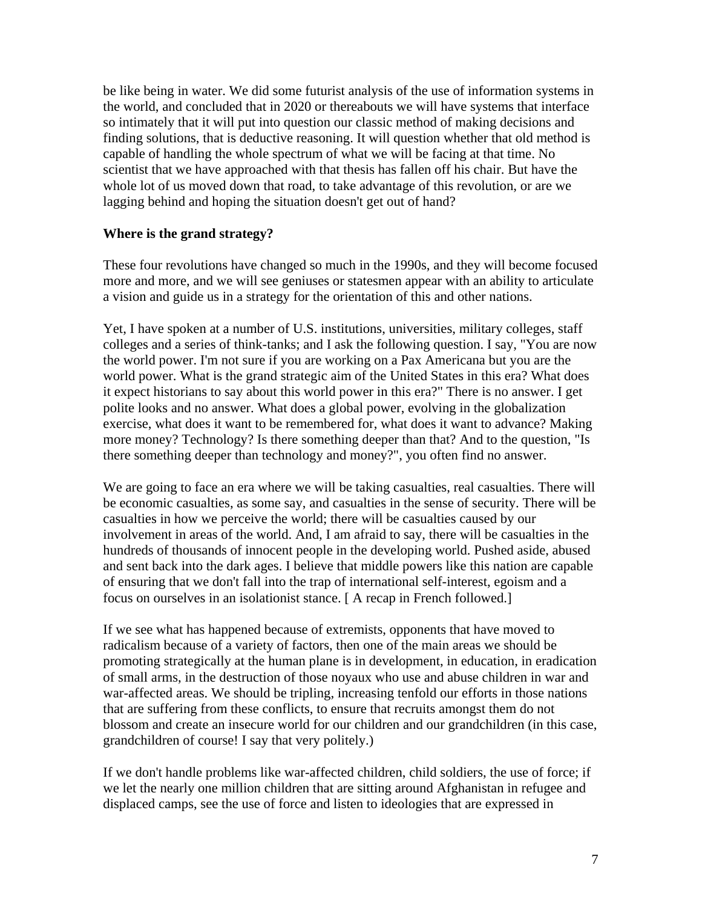be like being in water. We did some futurist analysis of the use of information systems in the world, and concluded that in 2020 or thereabouts we will have systems that interface so intimately that it will put into question our classic method of making decisions and finding solutions, that is deductive reasoning. It will question whether that old method is capable of handling the whole spectrum of what we will be facing at that time. No scientist that we have approached with that thesis has fallen off his chair. But have the whole lot of us moved down that road, to take advantage of this revolution, or are we lagging behind and hoping the situation doesn't get out of hand?

**Where is the grand strategy?**

These four revolutions have changed so much in the 1990s, and they will become focused more and more, and we will see geniuses or statesmen appear with an ability to articulate a vision and guide us in a strategy for the orientation of this and other nations.

Yet, I have spoken at a number of U.S. institutions, universities, military colleges, staff colleges and a series of think-tanks; and I ask the following question. I say, "You are now the world power. I'm not sure if you are working on a Pax Americana but you are the world power. What is the grand strategic aim of the United States in this era? What does it expect historians to say about this world power in this era?" There is no answer. I get polite looks and no answer. What does a global power, evolving in the globalization exercise, what does it want to be remembered for, what does it want to advance? Making more money? Technology? Is there something deeper than that? And to the question, "Is there something deeper than technology and money?", you often find no answer.

We are going to face an era where we will be taking casualties, real casualties. There will be economic casualties, as some say, and casualties in the sense of security. There will be casualties in how we perceive the world; there will be casualties caused by our involvement in areas of the world. And, I am afraid to say, there will be casualties in the hundreds of thousands of innocent people in the developing world. Pushed aside, abused and sent back into the dark ages. I believe that middle powers like this nation are capable of ensuring that we don't fall into the trap of international self-interest, egoism and a focus on ourselves in an isolationist stance. [ A recap in French followed.]

If we see what has happened because of extremists, opponents that have moved to radicalism because of a variety of factors, then one of the main areas we should be promoting strategically at the human plane is in development, in education, in eradication of small arms, in the destruction of those noyaux who use and abuse children in war and war-affected areas. We should be tripling, increasing tenfold our efforts in those nations that are suffering from these conflicts, to ensure that recruits amongst them do not blossom and create an insecure world for our children and our grandchildren (in this case, grandchildren of course! I say that very politely.)

If we don't handle problems like war-affected children, child soldiers, the use of force; if we let the nearly one million children that are sitting around Afghanistan in refugee and displaced camps, see the use of force and listen to ideologies that are expressed in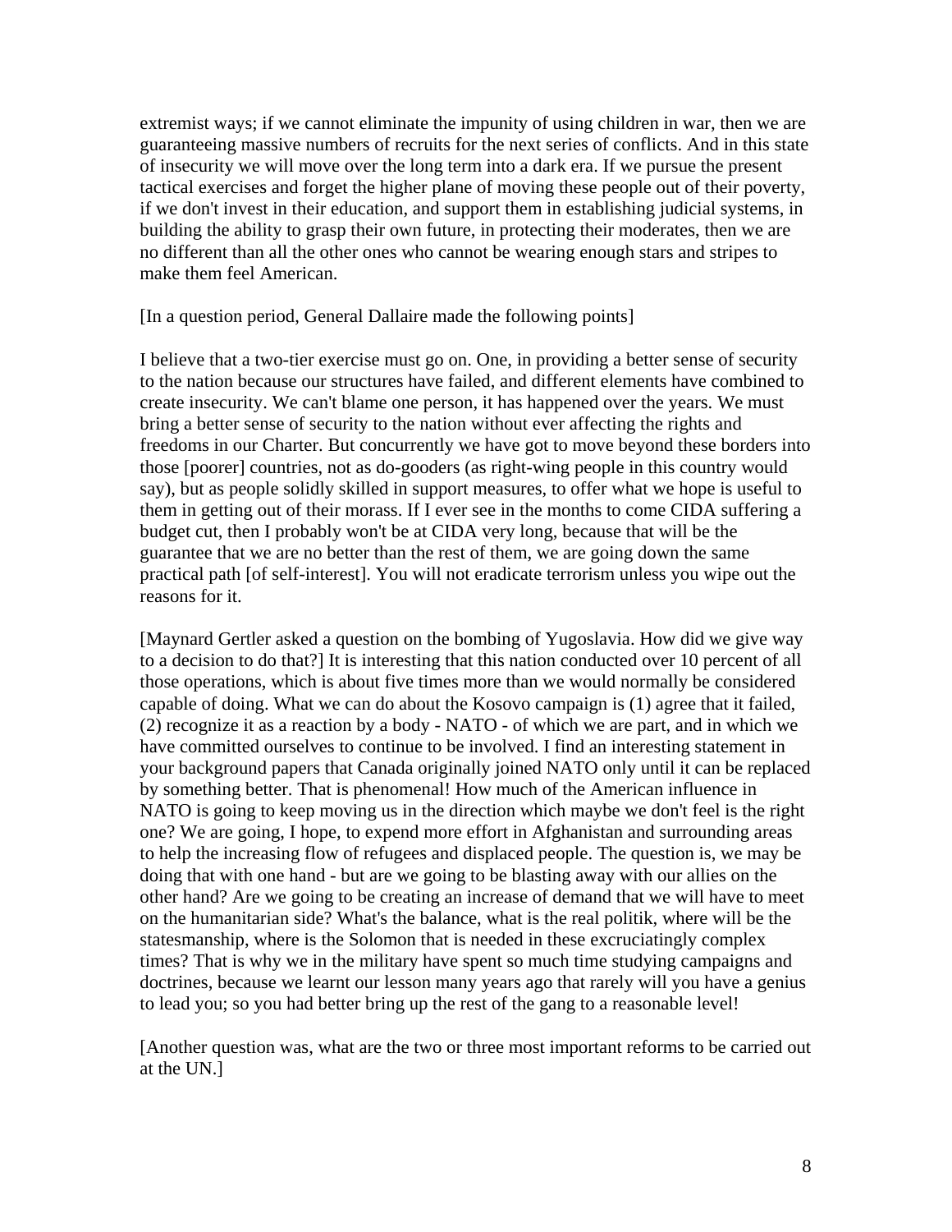extremist ways; if we cannot eliminate the impunity of using children in war, then we are guaranteeing massive numbers of recruits for the next series of conflicts. And in this state of insecurity we will move over the long term into a dark era. If we pursue the present tactical exercises and forget the higher plane of moving these people out of their poverty, if we don't invest in their education, and support them in establishing judicial systems, in building the ability to grasp their own future, in protecting their moderates, then we are no different than all the other ones who cannot be wearing enough stars and stripes to make them feel American.

[In a question period, General Dallaire made the following points]

I believe that a two-tier exercise must go on. One, in providing a better sense of security to the nation because our structures have failed, and different elements have combined to create insecurity. We can't blame one person, it has happened over the years. We must bring a better sense of security to the nation without ever affecting the rights and freedoms in our Charter. But concurrently we have got to move beyond these borders into those [poorer] countries, not as do-gooders (as right-wing people in this country would say), but as people solidly skilled in support measures, to offer what we hope is useful to them in getting out of their morass. If I ever see in the months to come CIDA suffering a budget cut, then I probably won't be at CIDA very long, because that will be the guarantee that we are no better than the rest of them, we are going down the same practical path [of self-interest]. You will not eradicate terrorism unless you wipe out the reasons for it.

[Maynard Gertler asked a question on the bombing of Yugoslavia. How did we give way to a decision to do that?] It is interesting that this nation conducted over 10 percent of all those operations, which is about five times more than we would normally be considered capable of doing. What we can do about the Kosovo campaign is (1) agree that it failed, (2) recognize it as a reaction by a body - NATO - of which we are part, and in which we have committed ourselves to continue to be involved. I find an interesting statement in your background papers that Canada originally joined NATO only until it can be replaced by something better. That is phenomenal! How much of the American influence in NATO is going to keep moving us in the direction which maybe we don't feel is the right one? We are going, I hope, to expend more effort in Afghanistan and surrounding areas to help the increasing flow of refugees and displaced people. The question is, we may be doing that with one hand - but are we going to be blasting away with our allies on the other hand? Are we going to be creating an increase of demand that we will have to meet on the humanitarian side? What's the balance, what is the real politik, where will be the statesmanship, where is the Solomon that is needed in these excruciatingly complex times? That is why we in the military have spent so much time studying campaigns and doctrines, because we learnt our lesson many years ago that rarely will you have a genius to lead you; so you had better bring up the rest of the gang to a reasonable level!

[Another question was, what are the two or three most important reforms to be carried out at the UN.]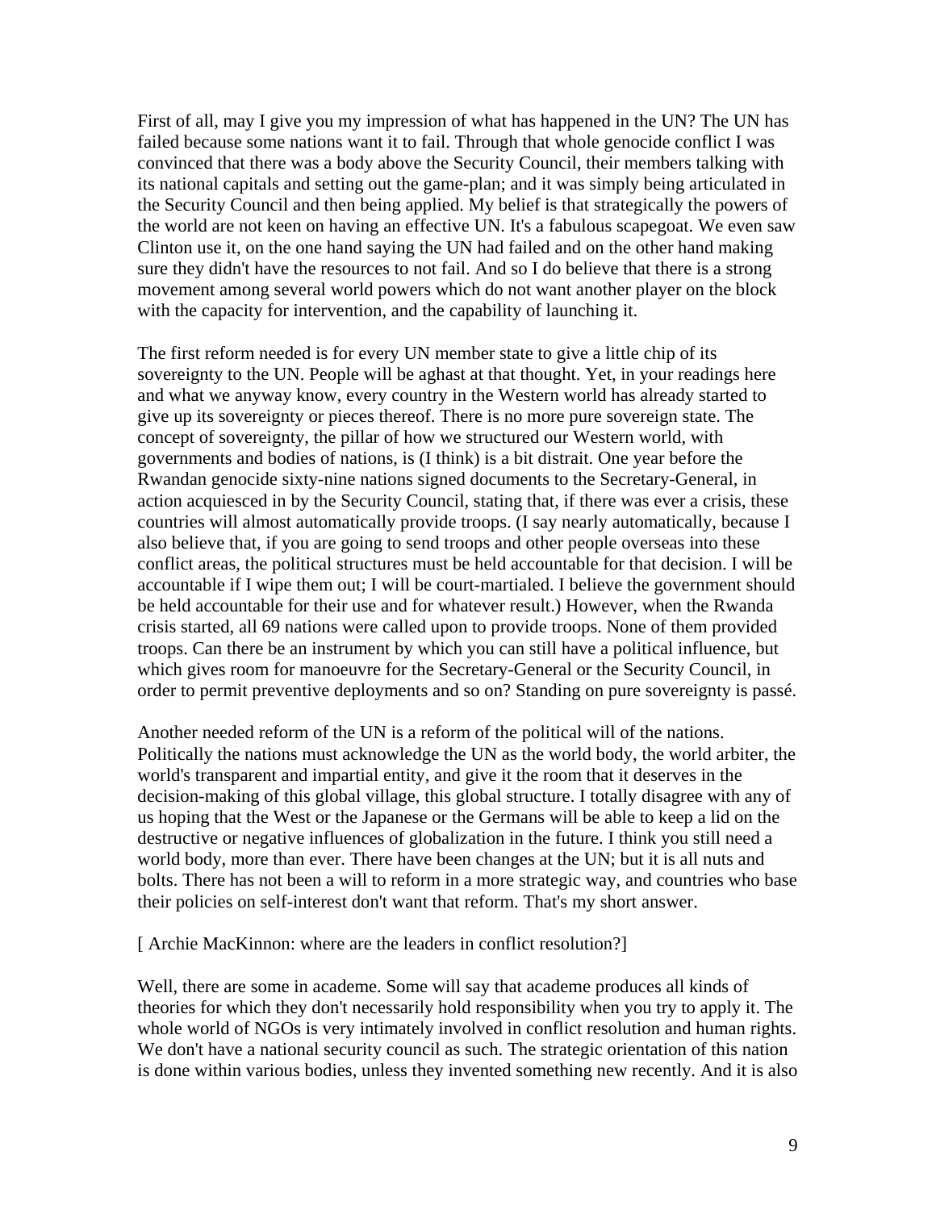First of all, may I give you my impression of what has happened in the UN? The UN has failed because some nations want it to fail. Through that whole genocide conflict I was convinced that there was a body above the Security Council, their members talking with its national capitals and setting out the game-plan; and it was simply being articulated in the Security Council and then being applied. My belief is that strategically the powers of the world are not keen on having an effective UN. It's a fabulous scapegoat. We even saw Clinton use it, on the one hand saying the UN had failed and on the other hand making sure they didn't have the resources to not fail. And so I do believe that there is a strong movement among several world powers which do not want another player on the block with the capacity for intervention, and the capability of launching it.

The first reform needed is for every UN member state to give a little chip of its sovereignty to the UN. People will be aghast at that thought. Yet, in your readings here and what we anyway know, every country in the Western world has already started to give up its sovereignty or pieces thereof. There is no more pure sovereign state. The concept of sovereignty, the pillar of how we structured our Western world, with governments and bodies of nations, is (I think) is a bit distrait. One year before the Rwandan genocide sixty-nine nations signed documents to the Secretary-General, in action acquiesced in by the Security Council, stating that, if there was ever a crisis, these countries will almost automatically provide troops. (I say nearly automatically, because I also believe that, if you are going to send troops and other people overseas into these conflict areas, the political structures must be held accountable for that decision. I will be accountable if I wipe them out; I will be court-martialed. I believe the government should be held accountable for their use and for whatever result.) However, when the Rwanda crisis started, all 69 nations were called upon to provide troops. None of them provided troops. Can there be an instrument by which you can still have a political influence, but which gives room for manoeuvre for the Secretary-General or the Security Council, in order to permit preventive deployments and so on? Standing on pure sovereignty is passé.

Another needed reform of the UN is a reform of the political will of the nations. Politically the nations must acknowledge the UN as the world body, the world arbiter, the world's transparent and impartial entity, and give it the room that it deserves in the decision-making of this global village, this global structure. I totally disagree with any of us hoping that the West or the Japanese or the Germans will be able to keep a lid on the destructive or negative influences of globalization in the future. I think you still need a world body, more than ever. There have been changes at the UN; but it is all nuts and bolts. There has not been a will to reform in a more strategic way, and countries who base their policies on self-interest don't want that reform. That's my short answer.

[ Archie MacKinnon: where are the leaders in conflict resolution?]

Well, there are some in academe. Some will say that academe produces all kinds of theories for which they don't necessarily hold responsibility when you try to apply it. The whole world of NGOs is very intimately involved in conflict resolution and human rights. We don't have a national security council as such. The strategic orientation of this nation is done within various bodies, unless they invented something new recently. And it is also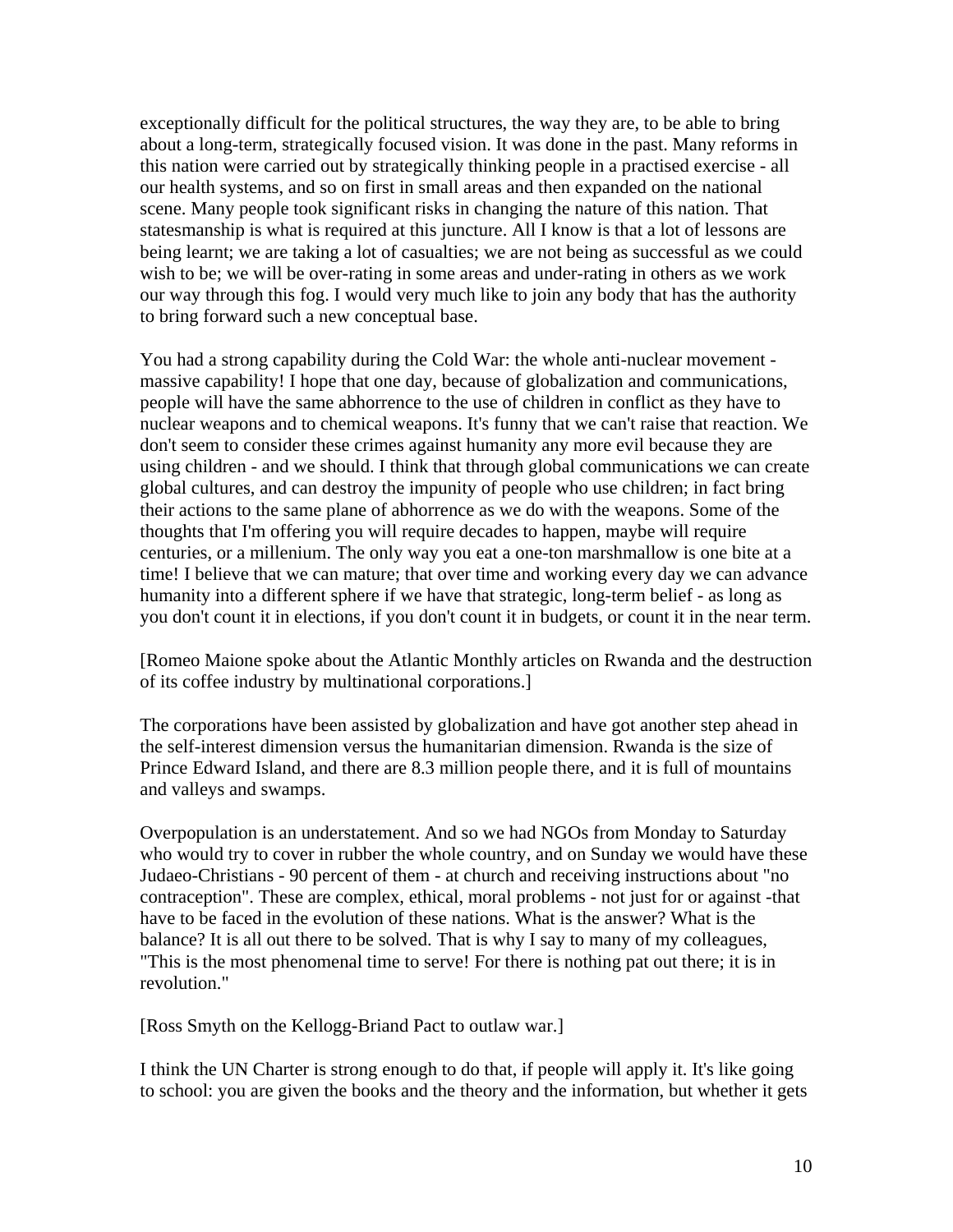exceptionally difficult for the political structures, the way they are, to be able to bring about a long-term, strategically focused vision. It was done in the past. Many reforms in this nation were carried out by strategically thinking people in a practised exercise - all our health systems, and so on first in small areas and then expanded on the national scene. Many people took significant risks in changing the nature of this nation. That statesmanship is what is required at this juncture. All I know is that a lot of lessons are being learnt; we are taking a lot of casualties; we are not being as successful as we could wish to be; we will be over-rating in some areas and under-rating in others as we work our way through this fog. I would very much like to join any body that has the authority to bring forward such a new conceptual base.

You had a strong capability during the Cold War: the whole anti-nuclear movement - massive capability! I hope that one day, because of globalization and communications, people will have the same abhorrence to the use of children in conflict as they have to nuclear weapons and to chemical weapons. It's funny that we can't raise that reaction. We don't seem to consider these crimes against humanity any more evil because they are using children - and we should. I think that through global communications we can create global cultures, and can destroy the impunity of people who use children; in fact bring their actions to the same plane of abhorrence as we do with the weapons. Some of the thoughts that I'm offering you will require decades to happen, maybe will require centuries, or a millenium. The only way you eat a one-ton marshmallow is one bite at a time! I believe that we can mature; that over time and working every day we can advance humanity into a different sphere if we have that strategic, long-term belief - as long as you don't count it in elections, if you don't count it in budgets, or count it in the near term.

[Romeo Maione spoke about the Atlantic Monthly articles on Rwanda and the destruction of its coffee industry by multinational corporations.]

The corporations have been assisted by globalization and have got another step ahead in the self-interest dimension versus the humanitarian dimension. Rwanda is the size of Prince Edward Island, and there are 8.3 million people there, and it is full of mountains and valleys and swamps.

Overpopulation is an understatement. And so we had NGOs from Monday to Saturday who would try to cover in rubber the whole country, and on Sunday we would have these Judaeo-Christians - 90 percent of them - at church and receiving instructions about "no contraception". These are complex, ethical, moral problems - not just for or against -that have to be faced in the evolution of these nations. What is the answer? What is the balance? It is all out there to be solved. That is why I say to many of my colleagues, "This is the most phenomenal time to serve! For there is nothing pat out there; it is in revolution."

[Ross Smyth on the Kellogg-Briand Pact to outlaw war.]

I think the UN Charter is strong enough to do that, if people will apply it. It's like going to school: you are given the books and the theory and the information, but whether it gets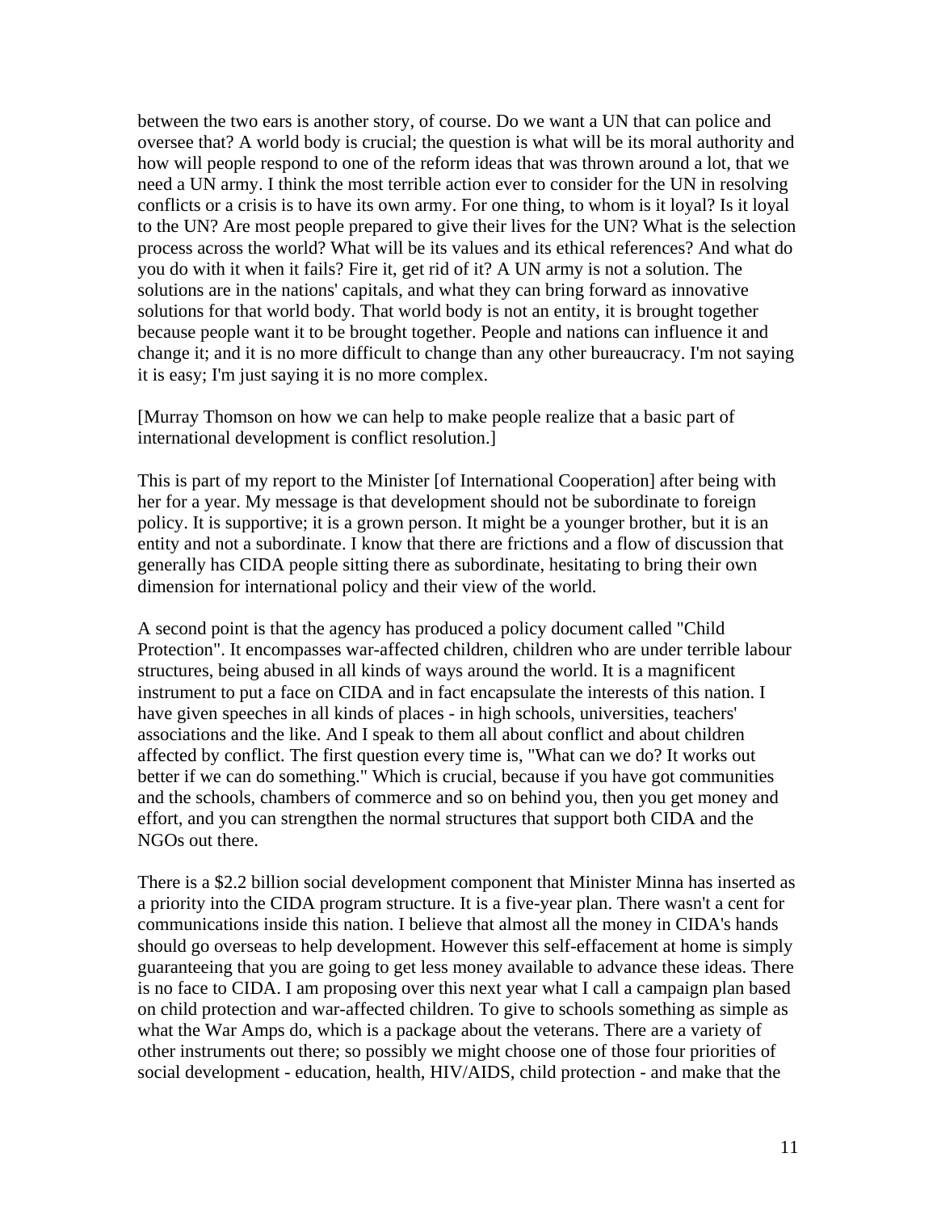between the two ears is another story, of course. Do we want a UN that can police and oversee that? A world body is crucial; the question is what will be its moral authority and how will people respond to one of the reform ideas that was thrown around a lot, that we need a UN army. I think the most terrible action ever to consider for the UN in resolving conflicts or a crisis is to have its own army. For one thing, to whom is it loyal? Is it loyal to the UN? Are most people prepared to give their lives for the UN? What is the selection process across the world? What will be its values and its ethical references? And what do you do with it when it fails? Fire it, get rid of it? A UN army is not a solution. The solutions are in the nations' capitals, and what they can bring forward as innovative solutions for that world body. That world body is not an entity, it is brought together because people want it to be brought together. People and nations can influence it and change it; and it is no more difficult to change than any other bureaucracy. I'm not saying it is easy; I'm just saying it is no more complex.

[Murray Thomson on how we can help to make people realize that a basic part of international development is conflict resolution.]

This is part of my report to the Minister [of International Cooperation] after being with her for a year. My message is that development should not be subordinate to foreign policy. It is supportive; it is a grown person. It might be a younger brother, but it is an entity and not a subordinate. I know that there are frictions and a flow of discussion that generally has CIDA people sitting there as subordinate, hesitating to bring their own dimension for international policy and their view of the world.

A second point is that the agency has produced a policy document called "Child Protection". It encompasses war-affected children, children who are under terrible labour structures, being abused in all kinds of ways around the world. It is a magnificent instrument to put a face on CIDA and in fact encapsulate the interests of this nation. I have given speeches in all kinds of places - in high schools, universities, teachers' associations and the like. And I speak to them all about conflict and about children affected by conflict. The first question every time is, "What can we do? It works out better if we can do something." Which is crucial, because if you have got communities and the schools, chambers of commerce and so on behind you, then you get money and effort, and you can strengthen the normal structures that support both CIDA and the NGOs out there.

There is a $2.2 billion social development component that Minister Minna has inserted as a priority into the CIDA program structure. It is a five-year plan. There wasn't a cent for communications inside this nation. I believe that almost all the money in CIDA's hands should go overseas to help development. However this self-effacement at home is simply guaranteeing that you are going to get less money available to advance these ideas. There is no face to CIDA. I am proposing over this next year what I call a campaign plan based on child protection and war-affected children. To give to schools something as simple as what the War Amps do, which is a package about the veterans. There are a variety of other instruments out there; so possibly we might choose one of those four priorities of social development - education, health, HIV/AIDS, child protection - and make that the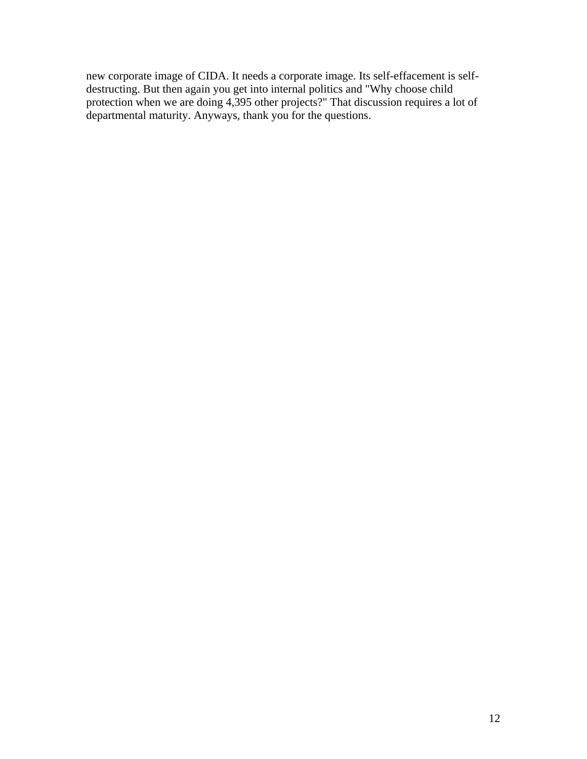new corporate image of CIDA. It needs a corporate image. Its self-effacement is self-destructing. But then again you get into internal politics and "Why choose child protection when we are doing 4,395 other projects?" That discussion requires a lot of departmental maturity. Anyways, thank you for the questions.